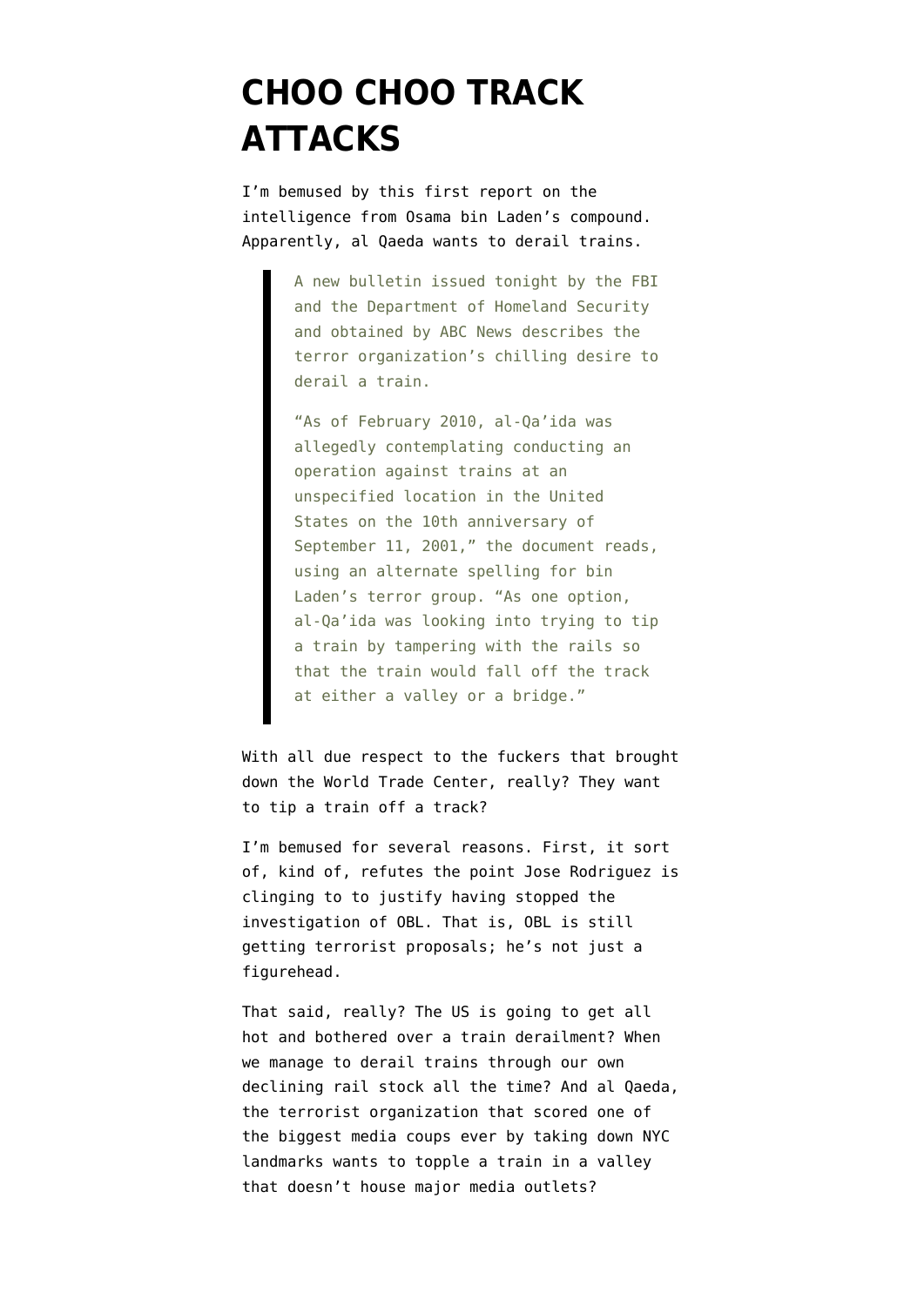# CHOO CHOO TRACK ATTACKS

I'm bemused by this first report on the intelligence from Osama bin Laden's compound. Apparently, al Qaeda wants to derail trains.

> A new bulletin issued tonight by the FBI and the Department of Homeland Security and obtained by ABC News describes the terror organization's chilling desire to derail a train.
>
> "As of February 2010, al-Qa'ida was allegedly contemplating conducting an operation against trains at an unspecified location in the United States on the 10th anniversary of September 11, 2001," the document reads, using an alternate spelling for bin Laden's terror group. "As one option, al-Qa'ida was looking into trying to tip a train by tampering with the rails so that the train would fall off the track at either a valley or a bridge."

With all due respect to the fuckers that brought down the World Trade Center, really? They want to tip a train off a track?

I'm bemused for several reasons. First, it sort of, kind of, refutes the point Jose Rodriguez is clinging to to justify having stopped the investigation of OBL. That is, OBL is still getting terrorist proposals; he's not just a figurehead.

That said, really? The US is going to get all hot and bothered over a train derailment? When we manage to derail trains through our own declining rail stock all the time? And al Qaeda, the terrorist organization that scored one of the biggest media coups ever by taking down NYC landmarks wants to topple a train in a valley that doesn't house major media outlets?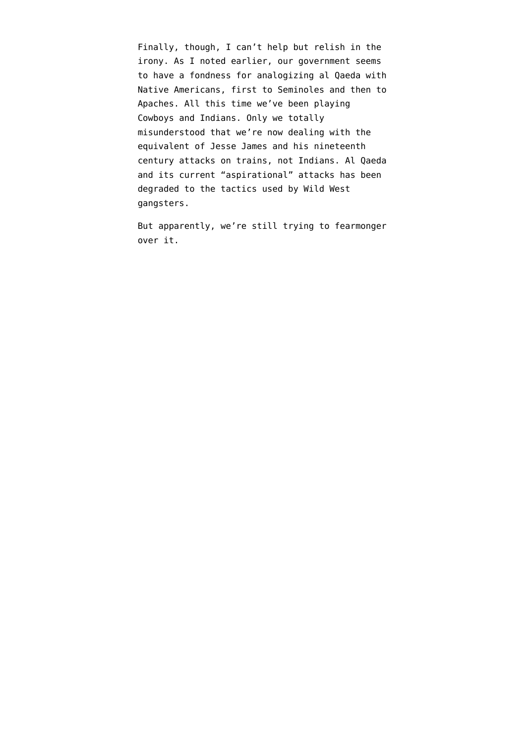Finally, though, I can't help but relish in the irony. As I noted earlier, our government seems to have a fondness for analogizing al Qaeda with Native Americans, first to Seminoles and then to Apaches. All this time we've been playing Cowboys and Indians. Only we totally misunderstood that we're now dealing with the equivalent of Jesse James and his nineteenth century attacks on trains, not Indians. Al Qaeda and its current "aspirational" attacks has been degraded to the tactics used by Wild West gangsters.

But apparently, we're still trying to fearmonger over it.